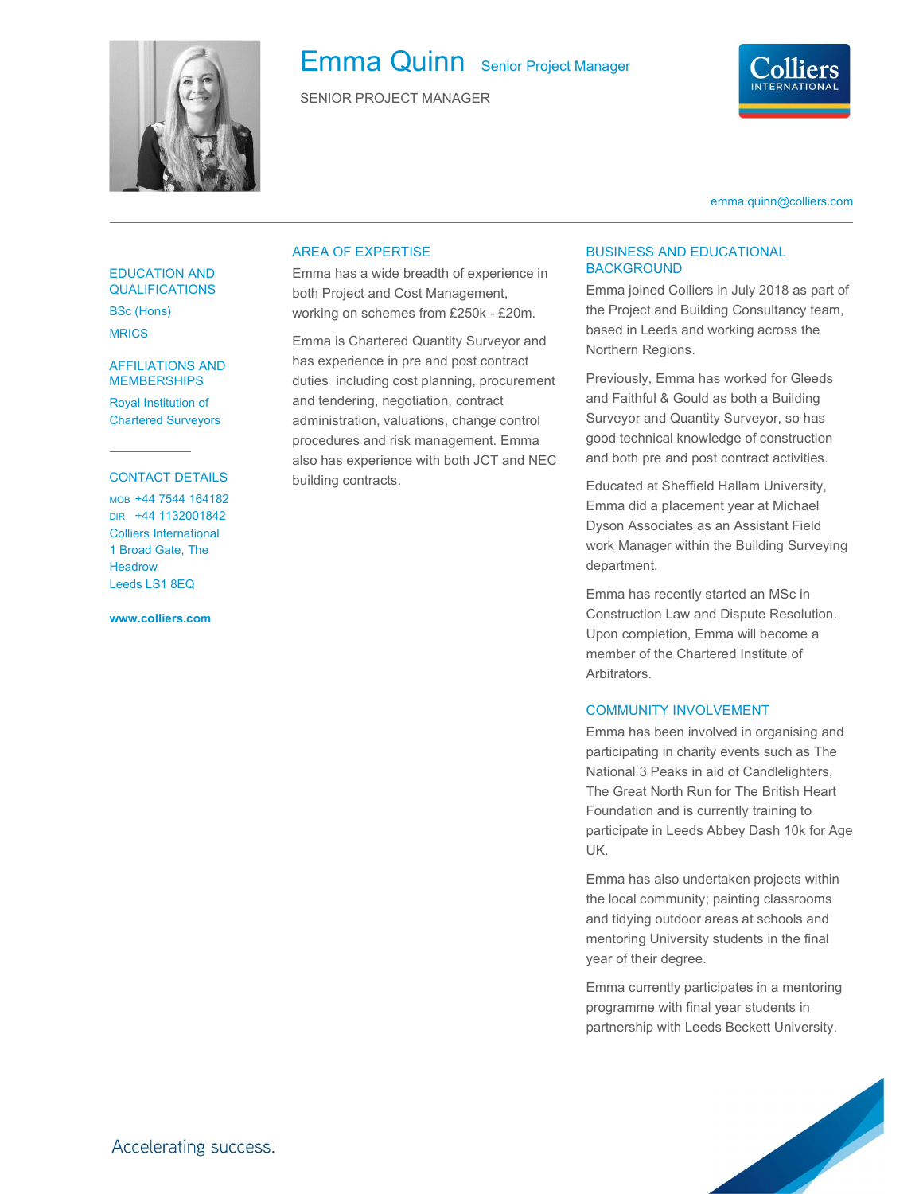# Emma Quinn Senior Project Manager

SENIOR PROJECT MANAGER

Colliers INTERNATIONAL

emma.quinn@colliers.com

## EDUCATION AND QUALIFICATIONS

BSc (Hons)

MRICS

## AFFILIATIONS AND MEMBERSHIPS

Royal Institution of Chartered Surveyors

## CONTACT DETAILS

MOB +44 7544 164182
DIR +44 1132001842
Colliers International
1 Broad Gate, The Headrow
Leeds LS1 8EQ

**www.colliers.com**

## AREA OF EXPERTISE

Emma has a wide breadth of experience in both Project and Cost Management, working on schemes from £250k - £20m.

Emma is Chartered Quantity Surveyor and has experience in pre and post contract duties including cost planning, procurement and tendering, negotiation, contract administration, valuations, change control procedures and risk management. Emma also has experience with both JCT and NEC building contracts.

## BUSINESS AND EDUCATIONAL BACKGROUND

Emma joined Colliers in July 2018 as part of the Project and Building Consultancy team, based in Leeds and working across the Northern Regions.

Previously, Emma has worked for Gleeds and Faithful & Gould as both a Building Surveyor and Quantity Surveyor, so has good technical knowledge of construction and both pre and post contract activities.

Educated at Sheffield Hallam University, Emma did a placement year at Michael Dyson Associates as an Assistant Field work Manager within the Building Surveying department.

Emma has recently started an MSc in Construction Law and Dispute Resolution. Upon completion, Emma will become a member of the Chartered Institute of Arbitrators.

## COMMUNITY INVOLVEMENT

Emma has been involved in organising and participating in charity events such as The National 3 Peaks in aid of Candlelighters, The Great North Run for The British Heart Foundation and is currently training to participate in Leeds Abbey Dash 10k for Age UK.

Emma has also undertaken projects within the local community; painting classrooms and tidying outdoor areas at schools and mentoring University students in the final year of their degree.

Emma currently participates in a mentoring programme with final year students in partnership with Leeds Beckett University.

Accelerating success.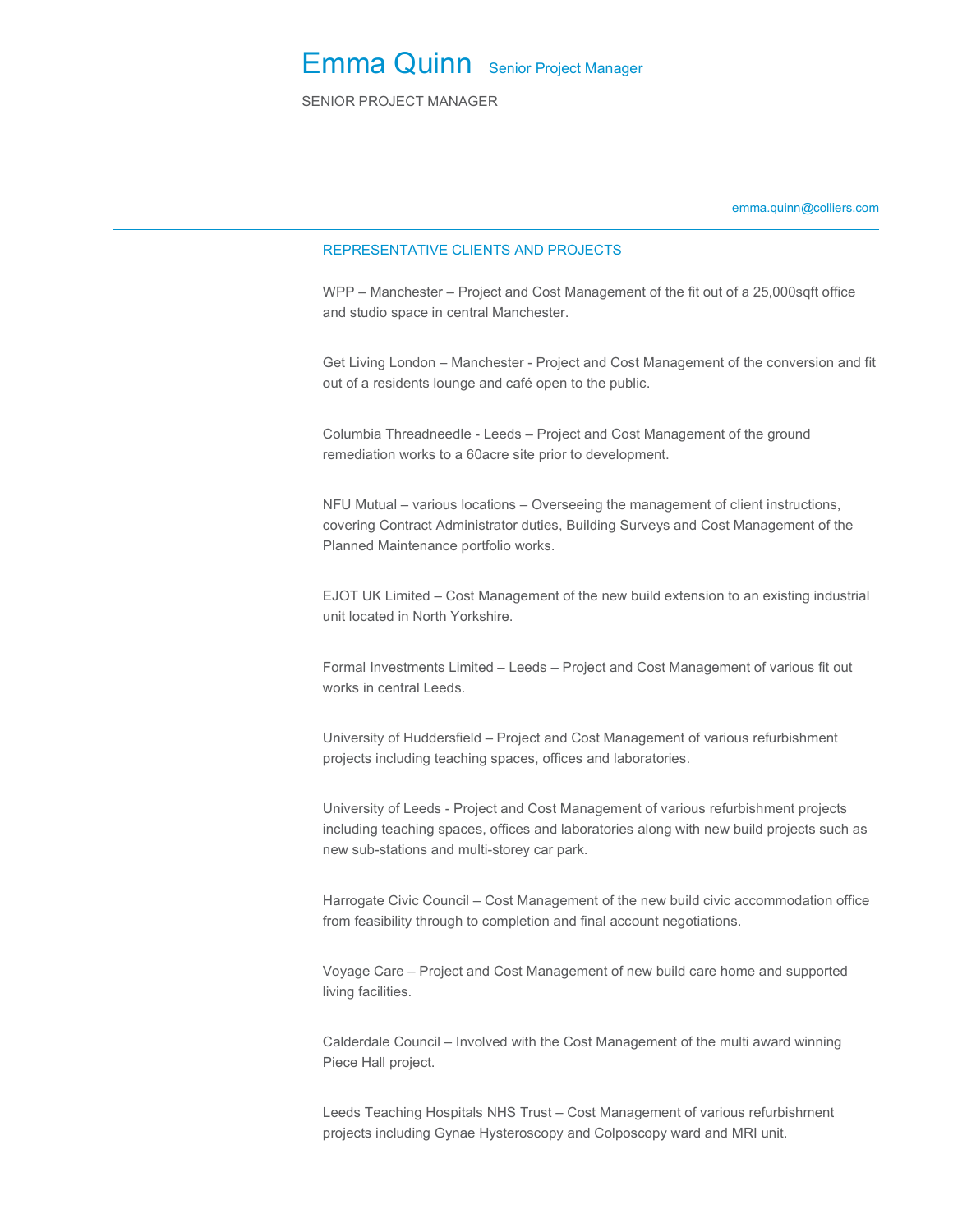# Emma Quinn Senior Project Manager

SENIOR PROJECT MANAGER

emma.quinn@colliers.com

## REPRESENTATIVE CLIENTS AND PROJECTS

WPP – Manchester – Project and Cost Management of the fit out of a 25,000sqft office and studio space in central Manchester.

Get Living London – Manchester - Project and Cost Management of the conversion and fit out of a residents lounge and café open to the public.

Columbia Threadneedle - Leeds – Project and Cost Management of the ground remediation works to a 60acre site prior to development.

NFU Mutual – various locations – Overseeing the management of client instructions, covering Contract Administrator duties, Building Surveys and Cost Management of the Planned Maintenance portfolio works.

EJOT UK Limited – Cost Management of the new build extension to an existing industrial unit located in North Yorkshire.

Formal Investments Limited – Leeds – Project and Cost Management of various fit out works in central Leeds.

University of Huddersfield – Project and Cost Management of various refurbishment projects including teaching spaces, offices and laboratories.

University of Leeds - Project and Cost Management of various refurbishment projects including teaching spaces, offices and laboratories along with new build projects such as new sub-stations and multi-storey car park.

Harrogate Civic Council – Cost Management of the new build civic accommodation office from feasibility through to completion and final account negotiations.

Voyage Care – Project and Cost Management of new build care home and supported living facilities.

Calderdale Council – Involved with the Cost Management of the multi award winning Piece Hall project.

Leeds Teaching Hospitals NHS Trust – Cost Management of various refurbishment projects including Gynae Hysteroscopy and Colposcopy ward and MRI unit.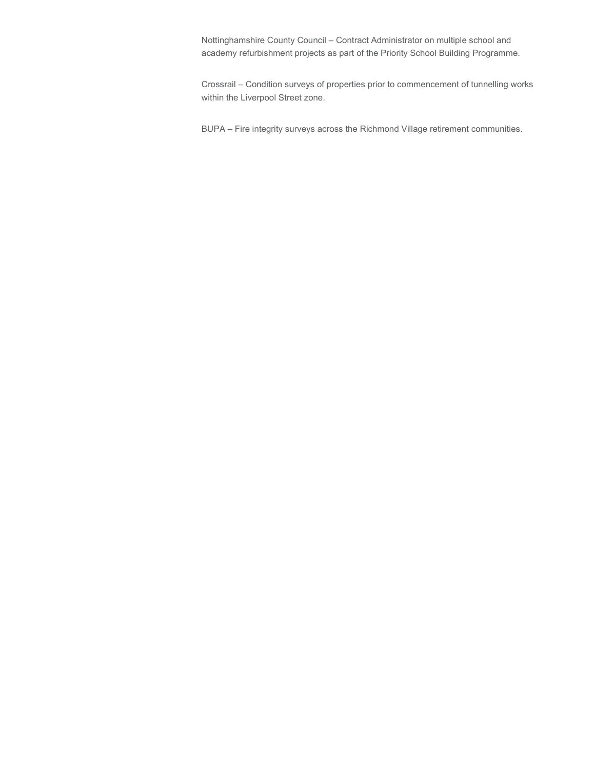Nottinghamshire County Council – Contract Administrator on multiple school and academy refurbishment projects as part of the Priority School Building Programme.

Crossrail – Condition surveys of properties prior to commencement of tunnelling works within the Liverpool Street zone.

BUPA – Fire integrity surveys across the Richmond Village retirement communities.